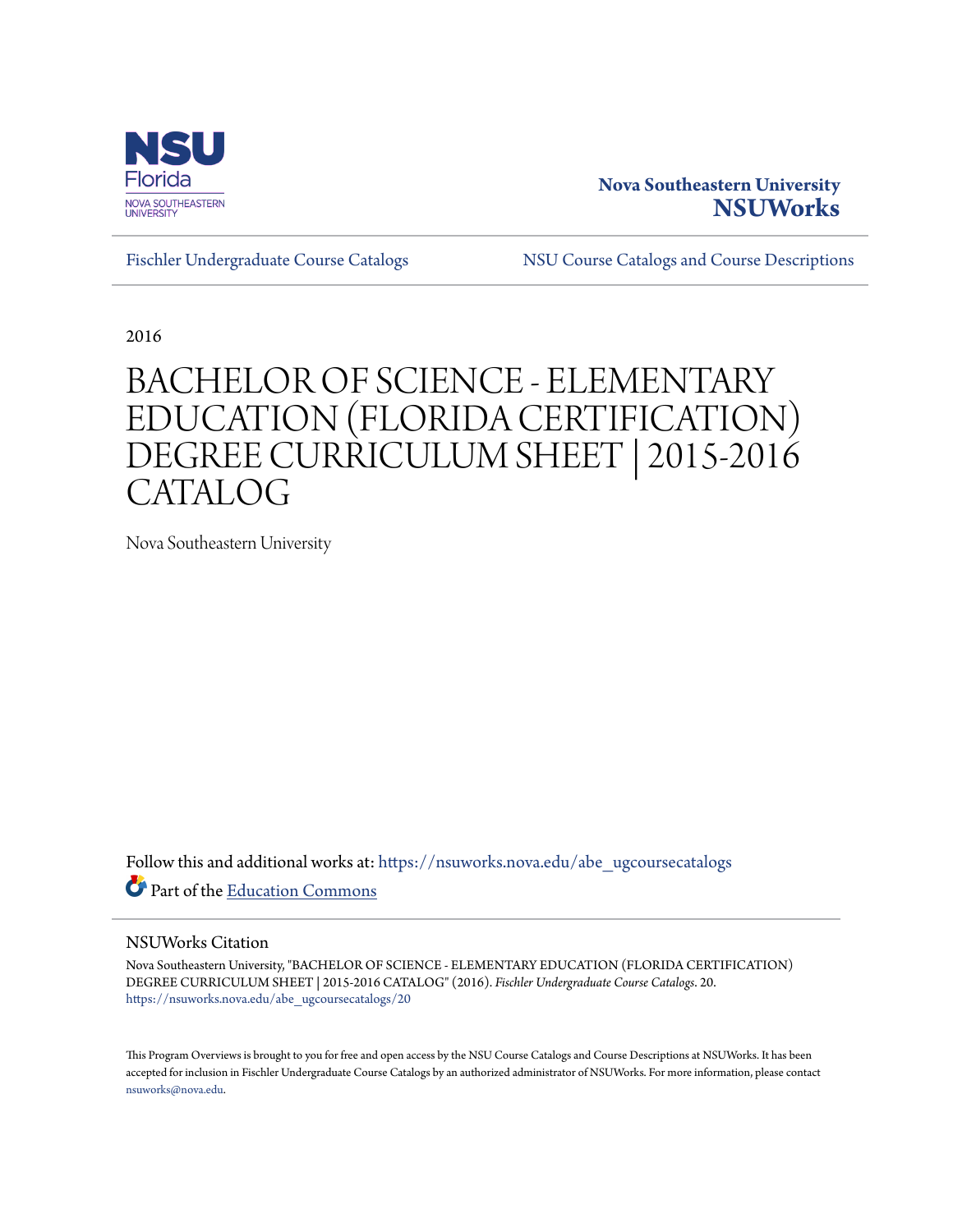Nova Southeastern University
**NSUWorks**

Fischler Undergraduate Course Catalogs | NSU Course Catalogs and Course Descriptions

2016

# BACHELOR OF SCIENCE - ELEMENTARY EDUCATION (FLORIDA CERTIFICATION) DEGREE CURRICULUM SHEET | 2015-2016 CATALOG

Nova Southeastern University

Follow this and additional works at: https://nsuworks.nova.edu/abe_ugcoursecatalogs

Part of the Education Commons

## NSUWorks Citation

Nova Southeastern University, "BACHELOR OF SCIENCE - ELEMENTARY EDUCATION (FLORIDA CERTIFICATION) DEGREE CURRICULUM SHEET | 2015-2016 CATALOG" (2016). *Fischler Undergraduate Course Catalogs*. 20.
https://nsuworks.nova.edu/abe_ugcoursecatalogs/20

This Program Overviews is brought to you for free and open access by the NSU Course Catalogs and Course Descriptions at NSUWorks. It has been accepted for inclusion in Fischler Undergraduate Course Catalogs by an authorized administrator of NSUWorks. For more information, please contact nsuworks@nova.edu.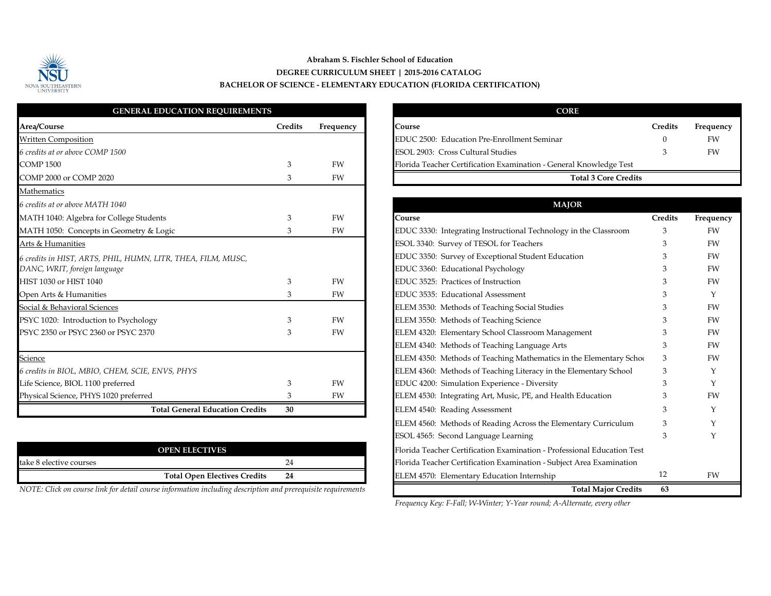NOVA SOUTHEASTERN UNIVERSITY

**Abraham S. Fischler School of Education**

**DEGREE CURRICULUM SHEET | 2015-2016 CATALOG**

**BACHELOR OF SCIENCE - ELEMENTARY EDUCATION (FLORIDA CERTIFICATION)**

| GENERAL EDUCATION REQUIREMENTS | | |
|---|---|---|
| **Area/Course** | **Credits** | **Frequency** |
| Written Composition | | |
| *6 credits at or above COMP 1500* | | |
| COMP 1500 | 3 | FW |
| COMP 2000 or COMP 2020 | 3 | FW |
| Mathematics | | |
| *6 credits at or above MATH 1040* | | |
| MATH 1040: Algebra for College Students | 3 | FW |
| MATH 1050: Concepts in Geometry & Logic | 3 | FW |
| Arts & Humanities | | |
| *6 credits in HIST, ARTS, PHIL, HUMN, LITR, THEA, FILM, MUSC, DANC, WRIT, foreign language* | | |
| HIST 1030 or HIST 1040 | 3 | FW |
| Open Arts & Humanities | 3 | FW |
| Social & Behavioral Sciences | | |
| PSYC 1020: Introduction to Psychology | 3 | FW |
| PSYC 2350 or PSYC 2360 or PSYC 2370 | 3 | FW |
| Science | | |
| *6 credits in BIOL, MBIO, CHEM, SCIE, ENVS, PHYS* | | |
| Life Science, BIOL 1100 preferred | 3 | FW |
| Physical Science, PHYS 1020 preferred | 3 | FW |
| **Total General Education Credits** | **30** | |

| OPEN ELECTIVES | |
|---|---|
| take 8 elective courses | 24 |
| **Total Open Electives Credits** | **24** |

*NOTE: Click on course link for detail course information including description and prerequisite requirements*

| CORE | | |
|---|---|---|
| **Course** | **Credits** | **Frequency** |
| EDUC 2500: Education Pre-Enrollment Seminar | 0 | FW |
| ESOL 2903: Cross Cultural Studies | 3 | FW |
| Florida Teacher Certification Examination - General Knowledge Test | | |
| **Total 3 Core Credits** | | |

| MAJOR | | |
|---|---|---|
| **Course** | **Credits** | **Frequency** |
| EDUC 3330: Integrating Instructional Technology in the Classroom | 3 | FW |
| ESOL 3340: Survey of TESOL for Teachers | 3 | FW |
| EDUC 3350: Survey of Exceptional Student Education | 3 | FW |
| EDUC 3360: Educational Psychology | 3 | FW |
| EDUC 3525: Practices of Instruction | 3 | FW |
| EDUC 3535: Educational Assessment | 3 | Y |
| ELEM 3530: Methods of Teaching Social Studies | 3 | FW |
| ELEM 3550: Methods of Teaching Science | 3 | FW |
| ELEM 4320: Elementary School Classroom Management | 3 | FW |
| ELEM 4340: Methods of Teaching Language Arts | 3 | FW |
| ELEM 4350: Methods of Teaching Mathematics in the Elementary Schoo | 3 | FW |
| ELEM 4360: Methods of Teaching Literacy in the Elementary School | 3 | Y |
| EDUC 4200: Simulation Experience - Diversity | 3 | Y |
| ELEM 4530: Integrating Art, Music, PE, and Health Education | 3 | FW |
| ELEM 4540: Reading Assessment | 3 | Y |
| ELEM 4560: Methods of Reading Across the Elementary Curriculum | 3 | Y |
| ESOL 4565: Second Language Learning | 3 | Y |
| Florida Teacher Certification Examination - Professional Education Test | | |
| Florida Teacher Certification Examination - Subject Area Examination | | |
| ELEM 4570: Elementary Education Internship | 12 | FW |
| **Total Major Credits** | **63** | |

*Frequency Key: F-Fall; W-Winter; Y-Year round; A-Alternate, every other*